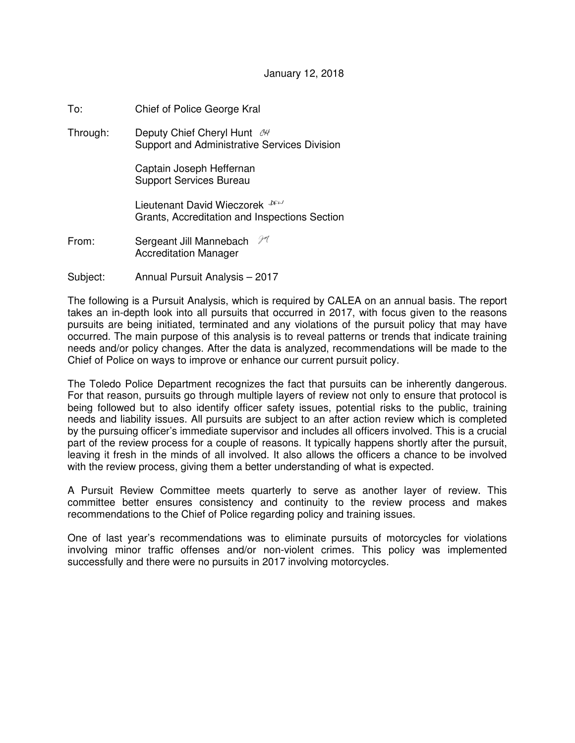January 12, 2018

To: Chief of Police George Kral

Through: Deputy Chief Cheryl Hunt
Support and Administrative Services Division

Captain Joseph Heffernan
Support Services Bureau

Lieutenant David Wieczorek
Grants, Accreditation and Inspections Section

From: Sergeant Jill Mannebach
Accreditation Manager

Subject: Annual Pursuit Analysis – 2017

The following is a Pursuit Analysis, which is required by CALEA on an annual basis. The report takes an in-depth look into all pursuits that occurred in 2017, with focus given to the reasons pursuits are being initiated, terminated and any violations of the pursuit policy that may have occurred. The main purpose of this analysis is to reveal patterns or trends that indicate training needs and/or policy changes. After the data is analyzed, recommendations will be made to the Chief of Police on ways to improve or enhance our current pursuit policy.

The Toledo Police Department recognizes the fact that pursuits can be inherently dangerous. For that reason, pursuits go through multiple layers of review not only to ensure that protocol is being followed but to also identify officer safety issues, potential risks to the public, training needs and liability issues. All pursuits are subject to an after action review which is completed by the pursuing officer's immediate supervisor and includes all officers involved. This is a crucial part of the review process for a couple of reasons. It typically happens shortly after the pursuit, leaving it fresh in the minds of all involved. It also allows the officers a chance to be involved with the review process, giving them a better understanding of what is expected.

A Pursuit Review Committee meets quarterly to serve as another layer of review. This committee better ensures consistency and continuity to the review process and makes recommendations to the Chief of Police regarding policy and training issues.

One of last year's recommendations was to eliminate pursuits of motorcycles for violations involving minor traffic offenses and/or non-violent crimes. This policy was implemented successfully and there were no pursuits in 2017 involving motorcycles.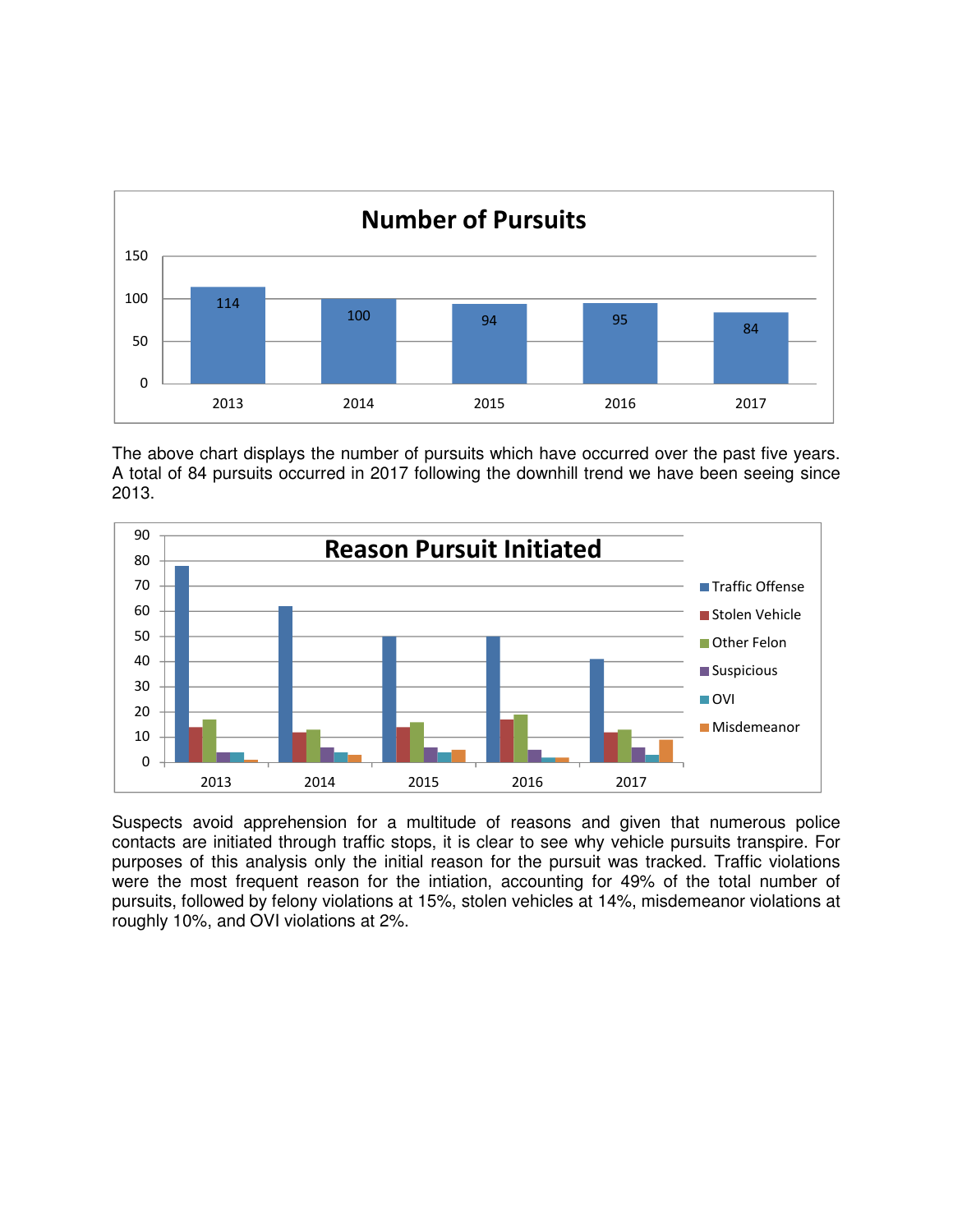**Number of Pursuits**

| Year | Number of Pursuits |
|---|---|
| 2013 | 114 |
| 2014 | 100 |
| 2015 | 94 |
| 2016 | 95 |
| 2017 | 84 |

The above chart displays the number of pursuits which have occurred over the past five years. A total of 84 pursuits occurred in 2017 following the downhill trend we have been seeing since 2013.

**Reason Pursuit Initiated**

Traffic Offense, Stolen Vehicle, Other Felon, Suspicious, OVI, Misdemeanor (2013–2017)

Suspects avoid apprehension for a multitude of reasons and given that numerous police contacts are initiated through traffic stops, it is clear to see why vehicle pursuits transpire. For purposes of this analysis only the initial reason for the pursuit was tracked. Traffic violations were the most frequent reason for the intiation, accounting for 49% of the total number of pursuits, followed by felony violations at 15%, stolen vehicles at 14%, misdemeanor violations at roughly 10%, and OVI violations at 2%.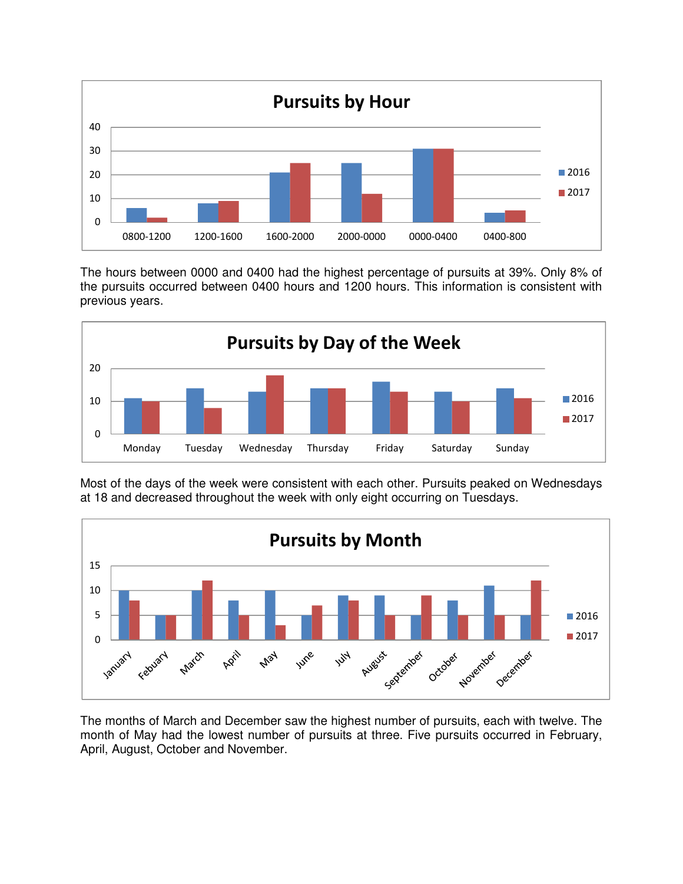## Pursuits by Hour

| Hour | 2016 | 2017 |
|---|---|---|
| 0800-1200 | 6 | 2 |
| 1200-1600 | 8 | 9 |
| 1600-2000 | 21 | 25 |
| 2000-0000 | 25 | 12 |
| 0000-0400 | 31 | 31 |
| 0400-800 | 4 | 5 |

The hours between 0000 and 0400 had the highest percentage of pursuits at 39%. Only 8% of the pursuits occurred between 0400 hours and 1200 hours. This information is consistent with previous years.

## Pursuits by Day of the Week

| Day | 2016 | 2017 |
|---|---|---|
| Monday | 11 | 10 |
| Tuesday | 14 | 8 |
| Wednesday | 13 | 18 |
| Thursday | 14 | 14 |
| Friday | 16 | 13 |
| Saturday | 13 | 10 |
| Sunday | 14 | 11 |

Most of the days of the week were consistent with each other. Pursuits peaked on Wednesdays at 18 and decreased throughout the week with only eight occurring on Tuesdays.

## Pursuits by Month

| Month | 2016 | 2017 |
|---|---|---|
| January | 10 | 8 |
| Febuary | 5 | 5 |
| March | 10 | 12 |
| April | 8 | 5 |
| May | 10 | 3 |
| June | 5 | 7 |
| July | 9 | 8 |
| August | 9 | 5 |
| September | 5 | 9 |
| October | 8 | 5 |
| November | 11 | 5 |
| December | 5 | 12 |

The months of March and December saw the highest number of pursuits, each with twelve. The month of May had the lowest number of pursuits at three. Five pursuits occurred in February, April, August, October and November.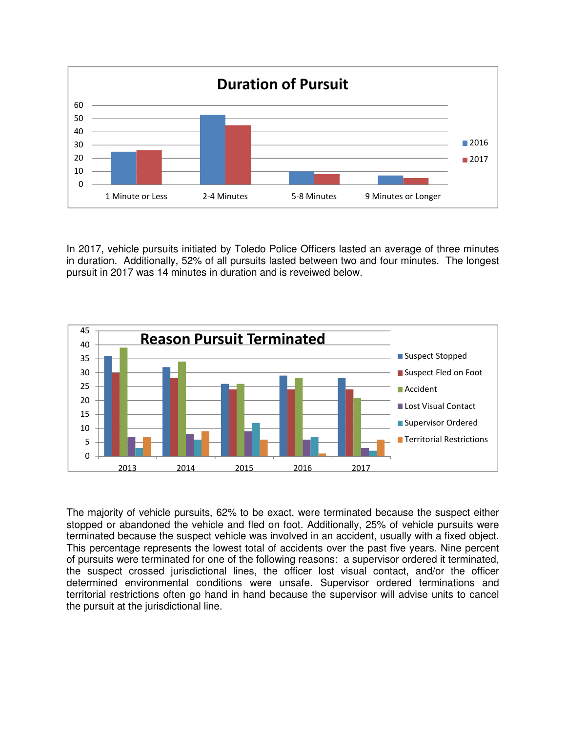**Duration of Pursuit**

| | 2016 | 2017 |
|---|---|---|
| 1 Minute or Less | 25 | 26 |
| 2-4 Minutes | 53 | 45 |
| 5-8 Minutes | 10 | 8 |
| 9 Minutes or Longer | 7 | 5 |

In 2017, vehicle pursuits initiated by Toledo Police Officers lasted an average of three minutes in duration. Additionally, 52% of all pursuits lasted between two and four minutes. The longest pursuit in 2017 was 14 minutes in duration and is reveiwed below.

**Reason Pursuit Terminated**

| | 2013 | 2014 | 2015 | 2016 | 2017 |
|---|---|---|---|---|---|
| Suspect Stopped | 36 | 32 | 26 | 29 | 28 |
| Suspect Fled on Foot | 30 | 28 | 24 | 24 | 24 |
| Accident | 39 | 34 | 26 | 28 | 21 |
| Lost Visual Contact | 7 | 8 | 9 | 6 | 3 |
| Supervisor Ordered | 3 | 6 | 12 | 7 | 2 |
| Territorial Restrictions | 7 | 9 | 6 | 1 | 6 |

The majority of vehicle pursuits, 62% to be exact, were terminated because the suspect either stopped or abandoned the vehicle and fled on foot. Additionally, 25% of vehicle pursuits were terminated because the suspect vehicle was involved in an accident, usually with a fixed object. This percentage represents the lowest total of accidents over the past five years. Nine percent of pursuits were terminated for one of the following reasons: a supervisor ordered it terminated, the suspect crossed jurisdictional lines, the officer lost visual contact, and/or the officer determined environmental conditions were unsafe. Supervisor ordered terminations and territorial restrictions often go hand in hand because the supervisor will advise units to cancel the pursuit at the jurisdictional line.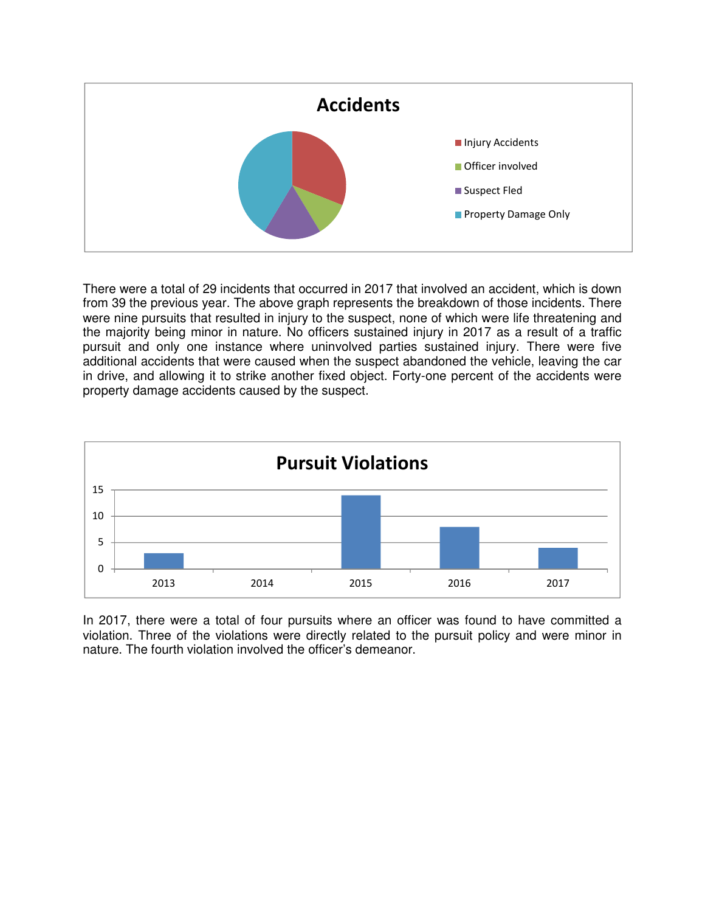**Accidents**

- Injury Accidents
- Officer involved
- Suspect Fled
- Property Damage Only

There were a total of 29 incidents that occurred in 2017 that involved an accident, which is down from 39 the previous year. The above graph represents the breakdown of those incidents. There were nine pursuits that resulted in injury to the suspect, none of which were life threatening and the majority being minor in nature. No officers sustained injury in 2017 as a result of a traffic pursuit and only one instance where uninvolved parties sustained injury. There were five additional accidents that were caused when the suspect abandoned the vehicle, leaving the car in drive, and allowing it to strike another fixed object. Forty-one percent of the accidents were property damage accidents caused by the suspect.

**Pursuit Violations**

| Year | Pursuit Violations |
|---|---|
| 2013 | 3 |
| 2014 | 0 |
| 2015 | 14 |
| 2016 | 8 |
| 2017 | 4 |

In 2017, there were a total of four pursuits where an officer was found to have committed a violation. Three of the violations were directly related to the pursuit policy and were minor in nature. The fourth violation involved the officer's demeanor.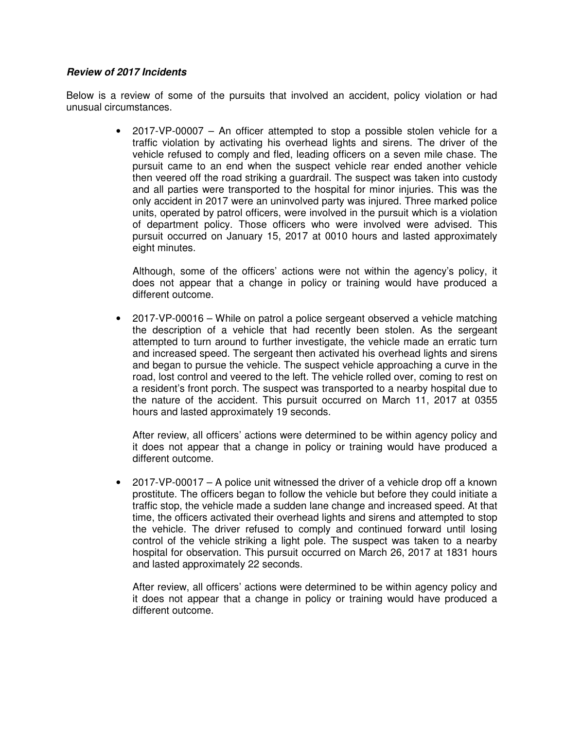***Review of 2017 Incidents***

Below is a review of some of the pursuits that involved an accident, policy violation or had unusual circumstances.

- 2017-VP-00007 – An officer attempted to stop a possible stolen vehicle for a traffic violation by activating his overhead lights and sirens. The driver of the vehicle refused to comply and fled, leading officers on a seven mile chase. The pursuit came to an end when the suspect vehicle rear ended another vehicle then veered off the road striking a guardrail. The suspect was taken into custody and all parties were transported to the hospital for minor injuries. This was the only accident in 2017 were an uninvolved party was injured. Three marked police units, operated by patrol officers, were involved in the pursuit which is a violation of department policy. Those officers who were involved were advised. This pursuit occurred on January 15, 2017 at 0010 hours and lasted approximately eight minutes.

  Although, some of the officers' actions were not within the agency's policy, it does not appear that a change in policy or training would have produced a different outcome.

- 2017-VP-00016 – While on patrol a police sergeant observed a vehicle matching the description of a vehicle that had recently been stolen. As the sergeant attempted to turn around to further investigate, the vehicle made an erratic turn and increased speed. The sergeant then activated his overhead lights and sirens and began to pursue the vehicle. The suspect vehicle approaching a curve in the road, lost control and veered to the left. The vehicle rolled over, coming to rest on a resident's front porch. The suspect was transported to a nearby hospital due to the nature of the accident. This pursuit occurred on March 11, 2017 at 0355 hours and lasted approximately 19 seconds.

  After review, all officers' actions were determined to be within agency policy and it does not appear that a change in policy or training would have produced a different outcome.

- 2017-VP-00017 – A police unit witnessed the driver of a vehicle drop off a known prostitute. The officers began to follow the vehicle but before they could initiate a traffic stop, the vehicle made a sudden lane change and increased speed. At that time, the officers activated their overhead lights and sirens and attempted to stop the vehicle. The driver refused to comply and continued forward until losing control of the vehicle striking a light pole. The suspect was taken to a nearby hospital for observation. This pursuit occurred on March 26, 2017 at 1831 hours and lasted approximately 22 seconds.

  After review, all officers' actions were determined to be within agency policy and it does not appear that a change in policy or training would have produced a different outcome.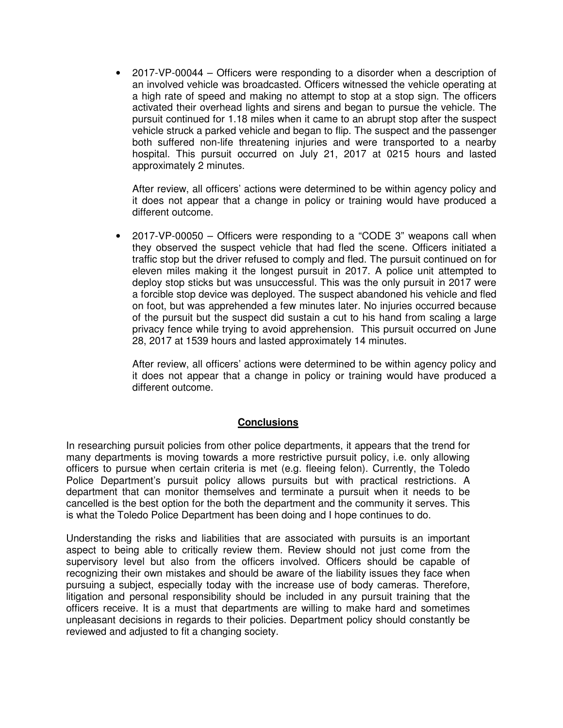- 2017-VP-00044 – Officers were responding to a disorder when a description of an involved vehicle was broadcasted. Officers witnessed the vehicle operating at a high rate of speed and making no attempt to stop at a stop sign. The officers activated their overhead lights and sirens and began to pursue the vehicle. The pursuit continued for 1.18 miles when it came to an abrupt stop after the suspect vehicle struck a parked vehicle and began to flip. The suspect and the passenger both suffered non-life threatening injuries and were transported to a nearby hospital. This pursuit occurred on July 21, 2017 at 0215 hours and lasted approximately 2 minutes.

  After review, all officers' actions were determined to be within agency policy and it does not appear that a change in policy or training would have produced a different outcome.

- 2017-VP-00050 – Officers were responding to a "CODE 3" weapons call when they observed the suspect vehicle that had fled the scene. Officers initiated a traffic stop but the driver refused to comply and fled. The pursuit continued on for eleven miles making it the longest pursuit in 2017. A police unit attempted to deploy stop sticks but was unsuccessful. This was the only pursuit in 2017 were a forcible stop device was deployed. The suspect abandoned his vehicle and fled on foot, but was apprehended a few minutes later. No injuries occurred because of the pursuit but the suspect did sustain a cut to his hand from scaling a large privacy fence while trying to avoid apprehension. This pursuit occurred on June 28, 2017 at 1539 hours and lasted approximately 14 minutes.

  After review, all officers' actions were determined to be within agency policy and it does not appear that a change in policy or training would have produced a different outcome.

## Conclusions

In researching pursuit policies from other police departments, it appears that the trend for many departments is moving towards a more restrictive pursuit policy, i.e. only allowing officers to pursue when certain criteria is met (e.g. fleeing felon). Currently, the Toledo Police Department's pursuit policy allows pursuits but with practical restrictions. A department that can monitor themselves and terminate a pursuit when it needs to be cancelled is the best option for the both the department and the community it serves. This is what the Toledo Police Department has been doing and I hope continues to do.

Understanding the risks and liabilities that are associated with pursuits is an important aspect to being able to critically review them. Review should not just come from the supervisory level but also from the officers involved. Officers should be capable of recognizing their own mistakes and should be aware of the liability issues they face when pursuing a subject, especially today with the increase use of body cameras. Therefore, litigation and personal responsibility should be included in any pursuit training that the officers receive. It is a must that departments are willing to make hard and sometimes unpleasant decisions in regards to their policies. Department policy should constantly be reviewed and adjusted to fit a changing society.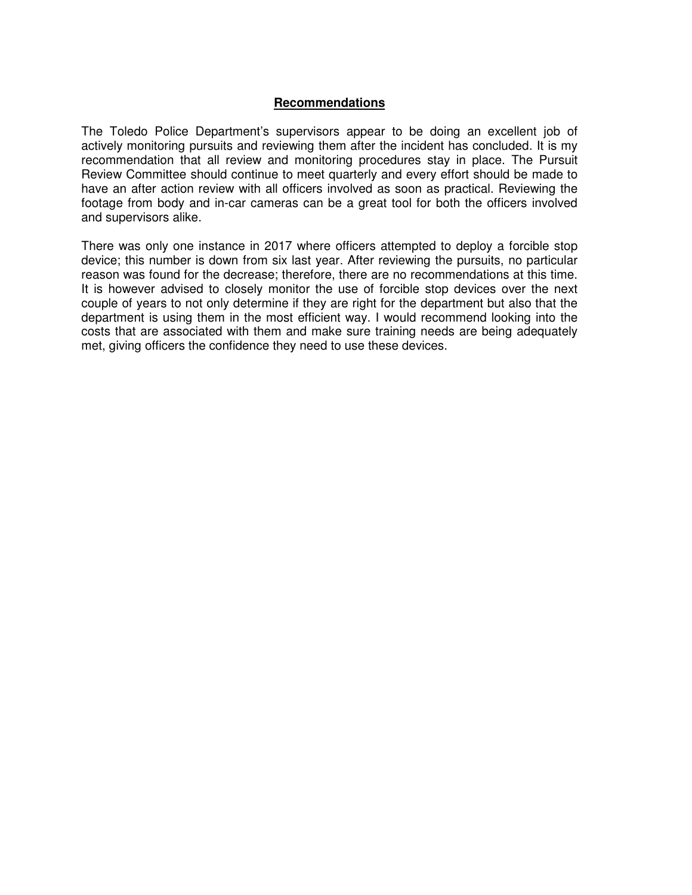## **Recommendations**

The Toledo Police Department's supervisors appear to be doing an excellent job of actively monitoring pursuits and reviewing them after the incident has concluded. It is my recommendation that all review and monitoring procedures stay in place. The Pursuit Review Committee should continue to meet quarterly and every effort should be made to have an after action review with all officers involved as soon as practical. Reviewing the footage from body and in-car cameras can be a great tool for both the officers involved and supervisors alike.

There was only one instance in 2017 where officers attempted to deploy a forcible stop device; this number is down from six last year. After reviewing the pursuits, no particular reason was found for the decrease; therefore, there are no recommendations at this time. It is however advised to closely monitor the use of forcible stop devices over the next couple of years to not only determine if they are right for the department but also that the department is using them in the most efficient way. I would recommend looking into the costs that are associated with them and make sure training needs are being adequately met, giving officers the confidence they need to use these devices.